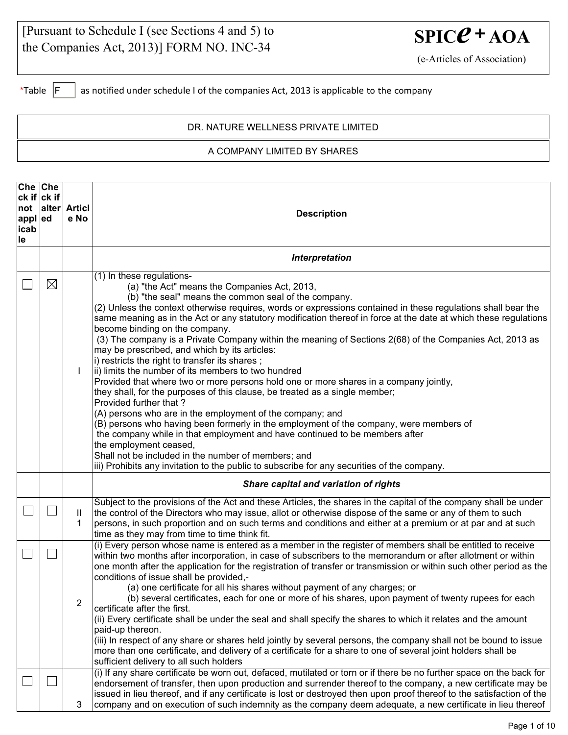[Pursuant to Schedule I (see Sections 4 and 5) to the Companies Act, 2013)] FORM NO. INC-34

**SPIC*e* + AOA**

(e-Articles of Association)

*Table F as notified under schedule I of the companies Act, 2013 is applicable to the company

DR. NATURE WELLNESS PRIVATE LIMITED

A COMPANY LIMITED BY SHARES

| Check if not applicable | Check if altered | Article No | Description |
|---|---|---|---|
| | | | ***Interpretation*** |
| ☐ | ☒ | I | (1) In these regulations-<br>(a) "the Act" means the Companies Act, 2013,<br>(b) "the seal" means the common seal of the company.<br>(2) Unless the context otherwise requires, words or expressions contained in these regulations shall bear the same meaning as in the Act or any statutory modification thereof in force at the date at which these regulations become binding on the company.<br>(3) The company is a Private Company within the meaning of Sections 2(68) of the Companies Act, 2013 as may be prescribed, and which by its articles:<br>i) restricts the right to transfer its shares ;<br>ii) limits the number of its members to two hundred<br>Provided that where two or more persons hold one or more shares in a company jointly, they shall, for the purposes of this clause, be treated as a single member;<br>Provided further that ?<br>(A) persons who are in the employment of the company; and<br>(B) persons who having been formerly in the employment of the company, were members of the company while in that employment and have continued to be members after the employment ceased,<br>Shall not be included in the number of members; and<br>iii) Prohibits any invitation to the public to subscribe for any securities of the company. |
| | | | ***Share capital and variation of rights*** |
| ☐ | ☐ | II<br>1 | Subject to the provisions of the Act and these Articles, the shares in the capital of the company shall be under the control of the Directors who may issue, allot or otherwise dispose of the same or any of them to such persons, in such proportion and on such terms and conditions and either at a premium or at par and at such time as they may from time to time think fit. |
| ☐ | ☐ | 2 | (i) Every person whose name is entered as a member in the register of members shall be entitled to receive within two months after incorporation, in case of subscribers to the memorandum or after allotment or within one month after the application for the registration of transfer or transmission or within such other period as the conditions of issue shall be provided,-<br>(a) one certificate for all his shares without payment of any charges; or<br>(b) several certificates, each for one or more of his shares, upon payment of twenty rupees for each certificate after the first.<br>(ii) Every certificate shall be under the seal and shall specify the shares to which it relates and the amount paid-up thereon.<br>(iii) In respect of any share or shares held jointly by several persons, the company shall not be bound to issue more than one certificate, and delivery of a certificate for a share to one of several joint holders shall be sufficient delivery to all such holders |
| ☐ | ☐ | 3 | (i) If any share certificate be worn out, defaced, mutilated or torn or if there be no further space on the back for endorsement of transfer, then upon production and surrender thereof to the company, a new certificate may be issued in lieu thereof, and if any certificate is lost or destroyed then upon proof thereof to the satisfaction of the company and on execution of such indemnity as the company deem adequate, a new certificate in lieu thereof |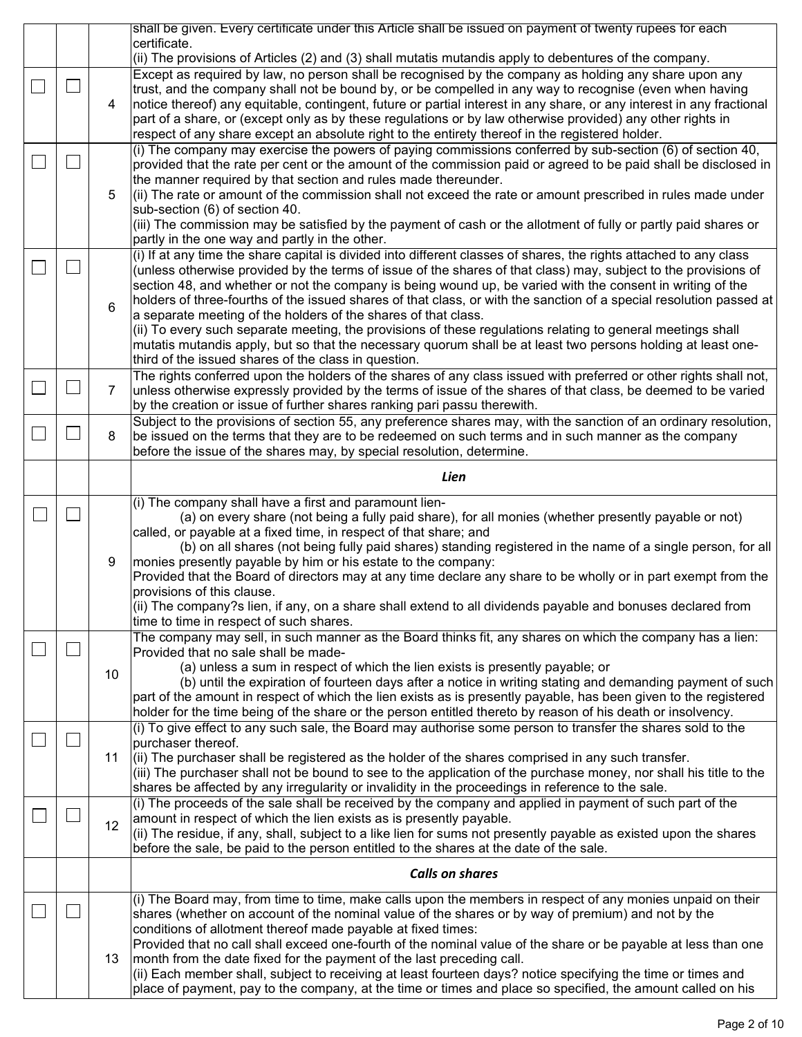| | | | |
|---|---|---|---|
| | | | shall be given. Every certificate under this Article shall be issued on payment of twenty rupees for each certificate.<br>(ii) The provisions of Articles (2) and (3) shall mutatis mutandis apply to debentures of the company. |
| ☐ | ☐ | 4 | Except as required by law, no person shall be recognised by the company as holding any share upon any trust, and the company shall not be bound by, or be compelled in any way to recognise (even when having notice thereof) any equitable, contingent, future or partial interest in any share, or any interest in any fractional part of a share, or (except only as by these regulations or by law otherwise provided) any other rights in respect of any share except an absolute right to the entirety thereof in the registered holder. |
| ☐ | ☐ | 5 | (i) The company may exercise the powers of paying commissions conferred by sub-section (6) of section 40, provided that the rate per cent or the amount of the commission paid or agreed to be paid shall be disclosed in the manner required by that section and rules made thereunder.<br>(ii) The rate or amount of the commission shall not exceed the rate or amount prescribed in rules made under sub-section (6) of section 40.<br>(iii) The commission may be satisfied by the payment of cash or the allotment of fully or partly paid shares or partly in the one way and partly in the other. |
| ☐ | ☐ | 6 | (i) If at any time the share capital is divided into different classes of shares, the rights attached to any class (unless otherwise provided by the terms of issue of the shares of that class) may, subject to the provisions of section 48, and whether or not the company is being wound up, be varied with the consent in writing of the holders of three-fourths of the issued shares of that class, or with the sanction of a special resolution passed at a separate meeting of the holders of the shares of that class.<br>(ii) To every such separate meeting, the provisions of these regulations relating to general meetings shall mutatis mutandis apply, but so that the necessary quorum shall be at least two persons holding at least one-third of the issued shares of the class in question. |
| ☐ | ☐ | 7 | The rights conferred upon the holders of the shares of any class issued with preferred or other rights shall not, unless otherwise expressly provided by the terms of issue of the shares of that class, be deemed to be varied by the creation or issue of further shares ranking pari passu therewith. |
| ☐ | ☐ | 8 | Subject to the provisions of section 55, any preference shares may, with the sanction of an ordinary resolution, be issued on the terms that they are to be redeemed on such terms and in such manner as the company before the issue of the shares may, by special resolution, determine. |
| | | | ***Lien*** |
| ☐ | ☐ | 9 | (i) The company shall have a first and paramount lien-<br>(a) on every share (not being a fully paid share), for all monies (whether presently payable or not) called, or payable at a fixed time, in respect of that share; and<br>(b) on all shares (not being fully paid shares) standing registered in the name of a single person, for all monies presently payable by him or his estate to the company:<br>Provided that the Board of directors may at any time declare any share to be wholly or in part exempt from the provisions of this clause.<br>(ii) The company?s lien, if any, on a share shall extend to all dividends payable and bonuses declared from time to time in respect of such shares. |
| ☐ | ☐ | 10 | The company may sell, in such manner as the Board thinks fit, any shares on which the company has a lien:<br>Provided that no sale shall be made-<br>(a) unless a sum in respect of which the lien exists is presently payable; or<br>(b) until the expiration of fourteen days after a notice in writing stating and demanding payment of such part of the amount in respect of which the lien exists as is presently payable, has been given to the registered holder for the time being of the share or the person entitled thereto by reason of his death or insolvency. |
| ☐ | ☐ | 11 | (i) To give effect to any such sale, the Board may authorise some person to transfer the shares sold to the purchaser thereof.<br>(ii) The purchaser shall be registered as the holder of the shares comprised in any such transfer.<br>(iii) The purchaser shall not be bound to see to the application of the purchase money, nor shall his title to the shares be affected by any irregularity or invalidity in the proceedings in reference to the sale. |
| ☐ | ☐ | 12 | (i) The proceeds of the sale shall be received by the company and applied in payment of such part of the amount in respect of which the lien exists as is presently payable.<br>(ii) The residue, if any, shall, subject to a like lien for sums not presently payable as existed upon the shares before the sale, be paid to the person entitled to the shares at the date of the sale. |
| | | | ***Calls on shares*** |
| ☐ | ☐ | 13 | (i) The Board may, from time to time, make calls upon the members in respect of any monies unpaid on their shares (whether on account of the nominal value of the shares or by way of premium) and not by the conditions of allotment thereof made payable at fixed times:<br>Provided that no call shall exceed one-fourth of the nominal value of the share or be payable at less than one month from the date fixed for the payment of the last preceding call.<br>(ii) Each member shall, subject to receiving at least fourteen days? notice specifying the time or times and place of payment, pay to the company, at the time or times and place so specified, the amount called on his |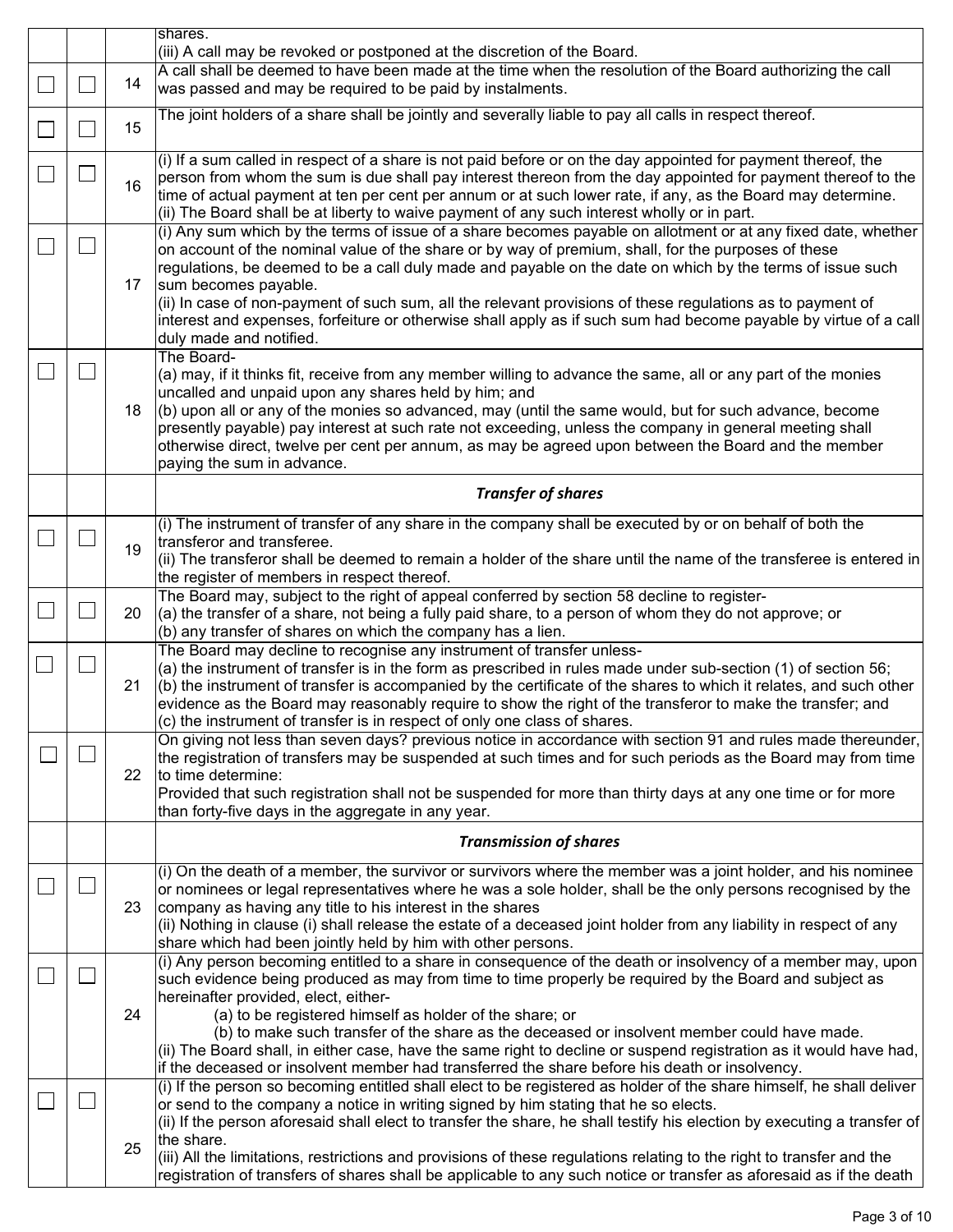| | | | |
|---|---|---|---|
| | | | shares.<br>(iii) A call may be revoked or postponed at the discretion of the Board. |
| ☐ | ☐ | 14 | A call shall be deemed to have been made at the time when the resolution of the Board authorizing the call was passed and may be required to be paid by instalments. |
| ☐ | ☐ | 15 | The joint holders of a share shall be jointly and severally liable to pay all calls in respect thereof. |
| ☐ | ☐ | 16 | (i) If a sum called in respect of a share is not paid before or on the day appointed for payment thereof, the person from whom the sum is due shall pay interest thereon from the day appointed for payment thereof to the time of actual payment at ten per cent per annum or at such lower rate, if any, as the Board may determine.<br>(ii) The Board shall be at liberty to waive payment of any such interest wholly or in part. |
| ☐ | ☐ | 17 | (i) Any sum which by the terms of issue of a share becomes payable on allotment or at any fixed date, whether on account of the nominal value of the share or by way of premium, shall, for the purposes of these regulations, be deemed to be a call duly made and payable on the date on which by the terms of issue such sum becomes payable.<br>(ii) In case of non-payment of such sum, all the relevant provisions of these regulations as to payment of interest and expenses, forfeiture or otherwise shall apply as if such sum had become payable by virtue of a call duly made and notified. |
| ☐ | ☐ | 18 | The Board-<br>(a) may, if it thinks fit, receive from any member willing to advance the same, all or any part of the monies uncalled and unpaid upon any shares held by him; and<br>(b) upon all or any of the monies so advanced, may (until the same would, but for such advance, become presently payable) pay interest at such rate not exceeding, unless the company in general meeting shall otherwise direct, twelve per cent per annum, as may be agreed upon between the Board and the member paying the sum in advance. |
| | | | ***Transfer of shares*** |
| ☐ | ☐ | 19 | (i) The instrument of transfer of any share in the company shall be executed by or on behalf of both the transferor and transferee.<br>(ii) The transferor shall be deemed to remain a holder of the share until the name of the transferee is entered in the register of members in respect thereof. |
| ☐ | ☐ | 20 | The Board may, subject to the right of appeal conferred by section 58 decline to register-<br>(a) the transfer of a share, not being a fully paid share, to a person of whom they do not approve; or<br>(b) any transfer of shares on which the company has a lien. |
| ☐ | ☐ | 21 | The Board may decline to recognise any instrument of transfer unless-<br>(a) the instrument of transfer is in the form as prescribed in rules made under sub-section (1) of section 56;<br>(b) the instrument of transfer is accompanied by the certificate of the shares to which it relates, and such other evidence as the Board may reasonably require to show the right of the transferor to make the transfer; and<br>(c) the instrument of transfer is in respect of only one class of shares. |
| ☐ | ☐ | 22 | On giving not less than seven days? previous notice in accordance with section 91 and rules made thereunder, the registration of transfers may be suspended at such times and for such periods as the Board may from time to time determine:<br>Provided that such registration shall not be suspended for more than thirty days at any one time or for more than forty-five days in the aggregate in any year. |
| | | | ***Transmission of shares*** |
| ☐ | ☐ | 23 | (i) On the death of a member, the survivor or survivors where the member was a joint holder, and his nominee or nominees or legal representatives where he was a sole holder, shall be the only persons recognised by the company as having any title to his interest in the shares<br>(ii) Nothing in clause (i) shall release the estate of a deceased joint holder from any liability in respect of any share which had been jointly held by him with other persons. |
| ☐ | ☐ | 24 | (i) Any person becoming entitled to a share in consequence of the death or insolvency of a member may, upon such evidence being produced as may from time to time properly be required by the Board and subject as hereinafter provided, elect, either-<br>(a) to be registered himself as holder of the share; or<br>(b) to make such transfer of the share as the deceased or insolvent member could have made.<br>(ii) The Board shall, in either case, have the same right to decline or suspend registration as it would have had, if the deceased or insolvent member had transferred the share before his death or insolvency. |
| ☐ | ☐ | 25 | (i) If the person so becoming entitled shall elect to be registered as holder of the share himself, he shall deliver or send to the company a notice in writing signed by him stating that he so elects.<br>(ii) If the person aforesaid shall elect to transfer the share, he shall testify his election by executing a transfer of the share.<br>(iii) All the limitations, restrictions and provisions of these regulations relating to the right to transfer and the registration of transfers of shares shall be applicable to any such notice or transfer as aforesaid as if the death |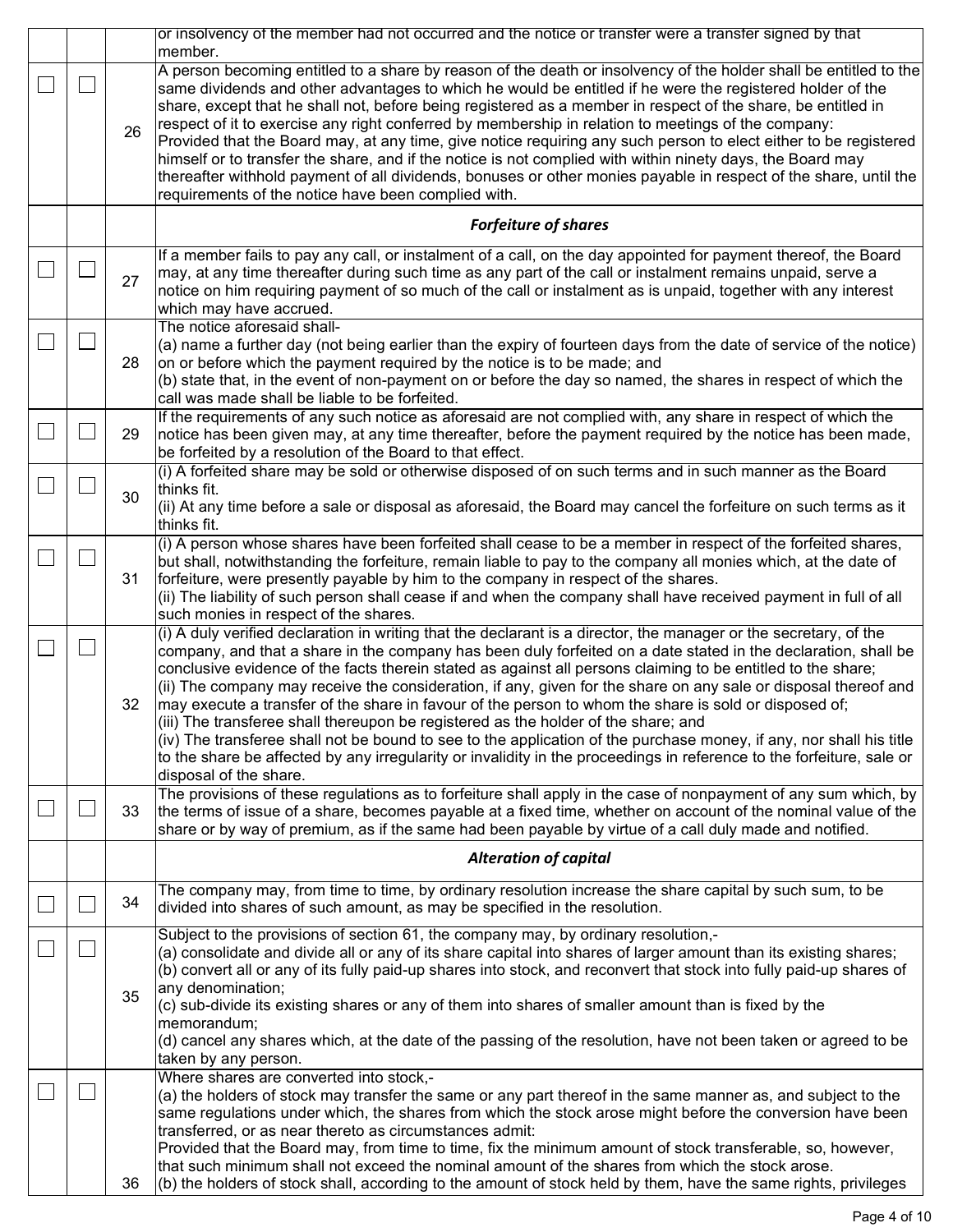| | | | |
|---|---|---|---|
| | | | or insolvency of the member had not occurred and the notice or transfer were a transfer signed by that member. |
| ☐ | ☐ | 26 | A person becoming entitled to a share by reason of the death or insolvency of the holder shall be entitled to the same dividends and other advantages to which he would be entitled if he were the registered holder of the share, except that he shall not, before being registered as a member in respect of the share, be entitled in respect of it to exercise any right conferred by membership in relation to meetings of the company:<br>Provided that the Board may, at any time, give notice requiring any such person to elect either to be registered himself or to transfer the share, and if the notice is not complied with within ninety days, the Board may thereafter withhold payment of all dividends, bonuses or other monies payable in respect of the share, until the requirements of the notice have been complied with. |
| | | | ***Forfeiture of shares*** |
| ☐ | ☐ | 27 | If a member fails to pay any call, or instalment of a call, on the day appointed for payment thereof, the Board may, at any time thereafter during such time as any part of the call or instalment remains unpaid, serve a notice on him requiring payment of so much of the call or instalment as is unpaid, together with any interest which may have accrued. |
| ☐ | ☐ | 28 | The notice aforesaid shall-<br>(a) name a further day (not being earlier than the expiry of fourteen days from the date of service of the notice) on or before which the payment required by the notice is to be made; and<br>(b) state that, in the event of non-payment on or before the day so named, the shares in respect of which the call was made shall be liable to be forfeited. |
| ☐ | ☐ | 29 | If the requirements of any such notice as aforesaid are not complied with, any share in respect of which the notice has been given may, at any time thereafter, before the payment required by the notice has been made, be forfeited by a resolution of the Board to that effect. |
| ☐ | ☐ | 30 | (i) A forfeited share may be sold or otherwise disposed of on such terms and in such manner as the Board thinks fit.<br>(ii) At any time before a sale or disposal as aforesaid, the Board may cancel the forfeiture on such terms as it thinks fit. |
| ☐ | ☐ | 31 | (i) A person whose shares have been forfeited shall cease to be a member in respect of the forfeited shares, but shall, notwithstanding the forfeiture, remain liable to pay to the company all monies which, at the date of forfeiture, were presently payable by him to the company in respect of the shares.<br>(ii) The liability of such person shall cease if and when the company shall have received payment in full of all such monies in respect of the shares. |
| ☐ | ☐ | 32 | (i) A duly verified declaration in writing that the declarant is a director, the manager or the secretary, of the company, and that a share in the company has been duly forfeited on a date stated in the declaration, shall be conclusive evidence of the facts therein stated as against all persons claiming to be entitled to the share;<br>(ii) The company may receive the consideration, if any, given for the share on any sale or disposal thereof and may execute a transfer of the share in favour of the person to whom the share is sold or disposed of;<br>(iii) The transferee shall thereupon be registered as the holder of the share; and<br>(iv) The transferee shall not be bound to see to the application of the purchase money, if any, nor shall his title to the share be affected by any irregularity or invalidity in the proceedings in reference to the forfeiture, sale or disposal of the share. |
| ☐ | ☐ | 33 | The provisions of these regulations as to forfeiture shall apply in the case of nonpayment of any sum which, by the terms of issue of a share, becomes payable at a fixed time, whether on account of the nominal value of the share or by way of premium, as if the same had been payable by virtue of a call duly made and notified. |
| | | | ***Alteration of capital*** |
| ☐ | ☐ | 34 | The company may, from time to time, by ordinary resolution increase the share capital by such sum, to be divided into shares of such amount, as may be specified in the resolution. |
| ☐ | ☐ | 35 | Subject to the provisions of section 61, the company may, by ordinary resolution,-<br>(a) consolidate and divide all or any of its share capital into shares of larger amount than its existing shares;<br>(b) convert all or any of its fully paid-up shares into stock, and reconvert that stock into fully paid-up shares of any denomination;<br>(c) sub-divide its existing shares or any of them into shares of smaller amount than is fixed by the memorandum;<br>(d) cancel any shares which, at the date of the passing of the resolution, have not been taken or agreed to be taken by any person. |
| ☐ | ☐ | 36 | Where shares are converted into stock,-<br>(a) the holders of stock may transfer the same or any part thereof in the same manner as, and subject to the same regulations under which, the shares from which the stock arose might before the conversion have been transferred, or as near thereto as circumstances admit:<br>Provided that the Board may, from time to time, fix the minimum amount of stock transferable, so, however, that such minimum shall not exceed the nominal amount of the shares from which the stock arose.<br>(b) the holders of stock shall, according to the amount of stock held by them, have the same rights, privileges |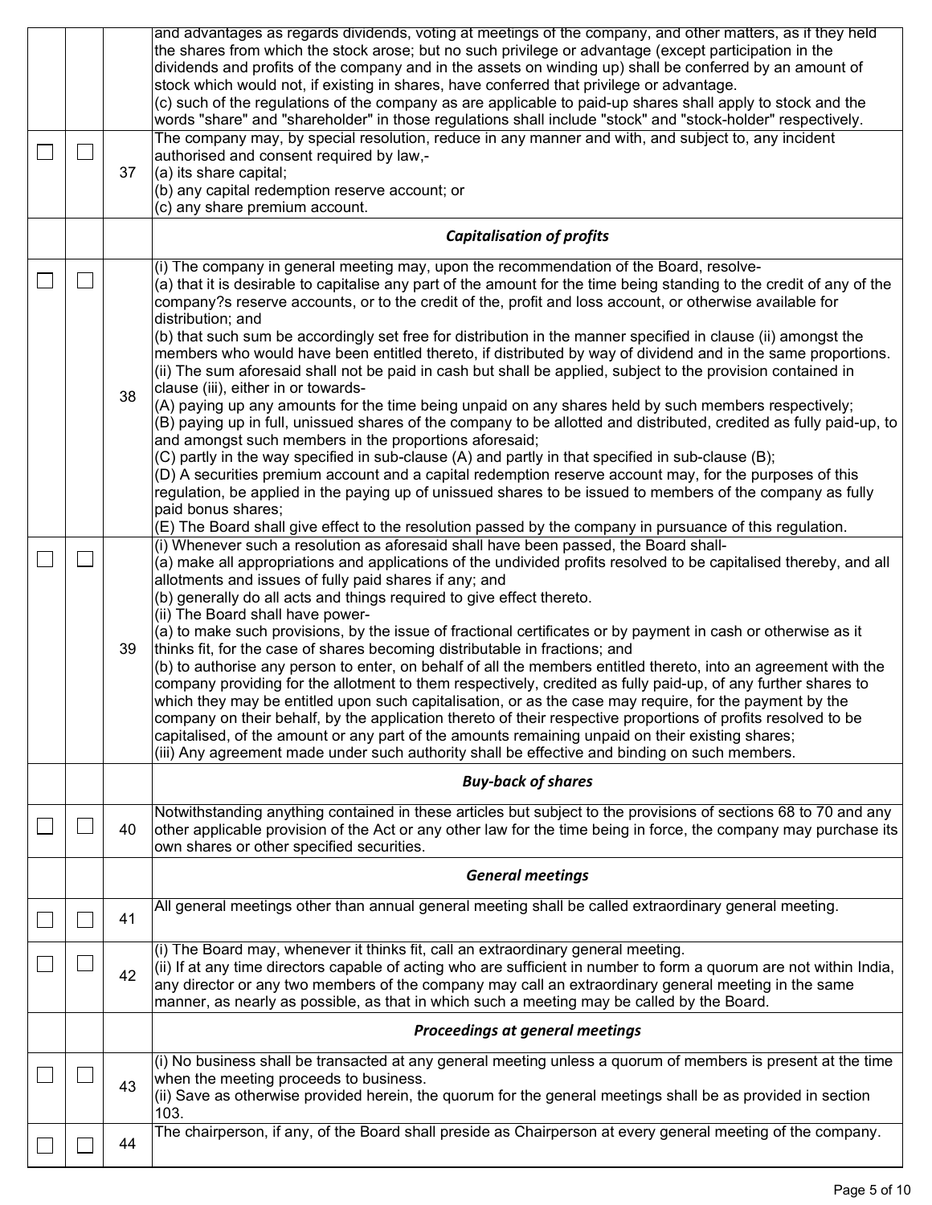| | | | |
|---|---|---|---|
| | | | and advantages as regards dividends, voting at meetings of the company, and other matters, as if they held the shares from which the stock arose; but no such privilege or advantage (except participation in the dividends and profits of the company and in the assets on winding up) shall be conferred by an amount of stock which would not, if existing in shares, have conferred that privilege or advantage.<br>(c) such of the regulations of the company as are applicable to paid-up shares shall apply to stock and the words "share" and "shareholder" in those regulations shall include "stock" and "stock-holder" respectively. |
| ☐ | ☐ | 37 | The company may, by special resolution, reduce in any manner and with, and subject to, any incident authorised and consent required by law,-<br>(a) its share capital;<br>(b) any capital redemption reserve account; or<br>(c) any share premium account. |
| | | | ***Capitalisation of profits*** |
| ☐ | ☐ | 38 | (i) The company in general meeting may, upon the recommendation of the Board, resolve-<br>(a) that it is desirable to capitalise any part of the amount for the time being standing to the credit of any of the company?s reserve accounts, or to the credit of the, profit and loss account, or otherwise available for distribution; and<br>(b) that such sum be accordingly set free for distribution in the manner specified in clause (ii) amongst the members who would have been entitled thereto, if distributed by way of dividend and in the same proportions.<br>(ii) The sum aforesaid shall not be paid in cash but shall be applied, subject to the provision contained in clause (iii), either in or towards-<br>(A) paying up any amounts for the time being unpaid on any shares held by such members respectively;<br>(B) paying up in full, unissued shares of the company to be allotted and distributed, credited as fully paid-up, to and amongst such members in the proportions aforesaid;<br>(C) partly in the way specified in sub-clause (A) and partly in that specified in sub-clause (B);<br>(D) A securities premium account and a capital redemption reserve account may, for the purposes of this regulation, be applied in the paying up of unissued shares to be issued to members of the company as fully paid bonus shares;<br>(E) The Board shall give effect to the resolution passed by the company in pursuance of this regulation. |
| ☐ | ☐ | 39 | (i) Whenever such a resolution as aforesaid shall have been passed, the Board shall-<br>(a) make all appropriations and applications of the undivided profits resolved to be capitalised thereby, and all allotments and issues of fully paid shares if any; and<br>(b) generally do all acts and things required to give effect thereto.<br>(ii) The Board shall have power-<br>(a) to make such provisions, by the issue of fractional certificates or by payment in cash or otherwise as it thinks fit, for the case of shares becoming distributable in fractions; and<br>(b) to authorise any person to enter, on behalf of all the members entitled thereto, into an agreement with the company providing for the allotment to them respectively, credited as fully paid-up, of any further shares to which they may be entitled upon such capitalisation, or as the case may require, for the payment by the company on their behalf, by the application thereto of their respective proportions of profits resolved to be capitalised, of the amount or any part of the amounts remaining unpaid on their existing shares;<br>(iii) Any agreement made under such authority shall be effective and binding on such members. |
| | | | ***Buy-back of shares*** |
| ☐ | ☐ | 40 | Notwithstanding anything contained in these articles but subject to the provisions of sections 68 to 70 and any other applicable provision of the Act or any other law for the time being in force, the company may purchase its own shares or other specified securities. |
| | | | ***General meetings*** |
| ☐ | ☐ | 41 | All general meetings other than annual general meeting shall be called extraordinary general meeting. |
| ☐ | ☐ | 42 | (i) The Board may, whenever it thinks fit, call an extraordinary general meeting.<br>(ii) If at any time directors capable of acting who are sufficient in number to form a quorum are not within India, any director or any two members of the company may call an extraordinary general meeting in the same manner, as nearly as possible, as that in which such a meeting may be called by the Board. |
| | | | ***Proceedings at general meetings*** |
| ☐ | ☐ | 43 | (i) No business shall be transacted at any general meeting unless a quorum of members is present at the time when the meeting proceeds to business.<br>(ii) Save as otherwise provided herein, the quorum for the general meetings shall be as provided in section 103. |
| ☐ | ☐ | 44 | The chairperson, if any, of the Board shall preside as Chairperson at every general meeting of the company. |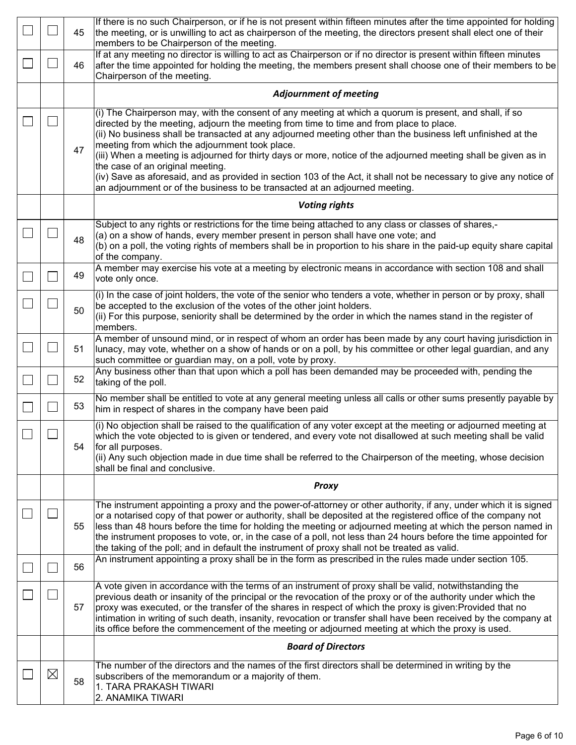| | | | |
|---|---|---|---|
| ☐ | ☐ | 45 | If there is no such Chairperson, or if he is not present within fifteen minutes after the time appointed for holding the meeting, or is unwilling to act as chairperson of the meeting, the directors present shall elect one of their members to be Chairperson of the meeting. |
| ☐ | ☐ | 46 | If at any meeting no director is willing to act as Chairperson or if no director is present within fifteen minutes after the time appointed for holding the meeting, the members present shall choose one of their members to be Chairperson of the meeting. |
| | | | ***Adjournment of meeting*** |
| ☐ | ☐ | 47 | (i) The Chairperson may, with the consent of any meeting at which a quorum is present, and shall, if so directed by the meeting, adjourn the meeting from time to time and from place to place.<br>(ii) No business shall be transacted at any adjourned meeting other than the business left unfinished at the meeting from which the adjournment took place.<br>(iii) When a meeting is adjourned for thirty days or more, notice of the adjourned meeting shall be given as in the case of an original meeting.<br>(iv) Save as aforesaid, and as provided in section 103 of the Act, it shall not be necessary to give any notice of an adjournment or of the business to be transacted at an adjourned meeting. |
| | | | ***Voting rights*** |
| ☐ | ☐ | 48 | Subject to any rights or restrictions for the time being attached to any class or classes of shares,-<br>(a) on a show of hands, every member present in person shall have one vote; and<br>(b) on a poll, the voting rights of members shall be in proportion to his share in the paid-up equity share capital of the company. |
| ☐ | ☐ | 49 | A member may exercise his vote at a meeting by electronic means in accordance with section 108 and shall vote only once. |
| ☐ | ☐ | 50 | (i) In the case of joint holders, the vote of the senior who tenders a vote, whether in person or by proxy, shall be accepted to the exclusion of the votes of the other joint holders.<br>(ii) For this purpose, seniority shall be determined by the order in which the names stand in the register of members. |
| ☐ | ☐ | 51 | A member of unsound mind, or in respect of whom an order has been made by any court having jurisdiction in lunacy, may vote, whether on a show of hands or on a poll, by his committee or other legal guardian, and any such committee or guardian may, on a poll, vote by proxy. |
| ☐ | ☐ | 52 | Any business other than that upon which a poll has been demanded may be proceeded with, pending the taking of the poll. |
| ☐ | ☐ | 53 | No member shall be entitled to vote at any general meeting unless all calls or other sums presently payable by him in respect of shares in the company have been paid |
| ☐ | ☐ | 54 | (i) No objection shall be raised to the qualification of any voter except at the meeting or adjourned meeting at which the vote objected to is given or tendered, and every vote not disallowed at such meeting shall be valid for all purposes.<br>(ii) Any such objection made in due time shall be referred to the Chairperson of the meeting, whose decision shall be final and conclusive. |
| | | | ***Proxy*** |
| ☐ | ☐ | 55 | The instrument appointing a proxy and the power-of-attorney or other authority, if any, under which it is signed or a notarised copy of that power or authority, shall be deposited at the registered office of the company not less than 48 hours before the time for holding the meeting or adjourned meeting at which the person named in the instrument proposes to vote, or, in the case of a poll, not less than 24 hours before the time appointed for the taking of the poll; and in default the instrument of proxy shall not be treated as valid. |
| ☐ | ☐ | 56 | An instrument appointing a proxy shall be in the form as prescribed in the rules made under section 105. |
| ☐ | ☐ | 57 | A vote given in accordance with the terms of an instrument of proxy shall be valid, notwithstanding the previous death or insanity of the principal or the revocation of the proxy or of the authority under which the proxy was executed, or the transfer of the shares in respect of which the proxy is given:Provided that no intimation in writing of such death, insanity, revocation or transfer shall have been received by the company at its office before the commencement of the meeting or adjourned meeting at which the proxy is used. |
| | | | ***Board of Directors*** |
| ☐ | ☒ | 58 | The number of the directors and the names of the first directors shall be determined in writing by the subscribers of the memorandum or a majority of them.<br>1. TARA PRAKASH TIWARI<br>2. ANAMIKA TIWARI |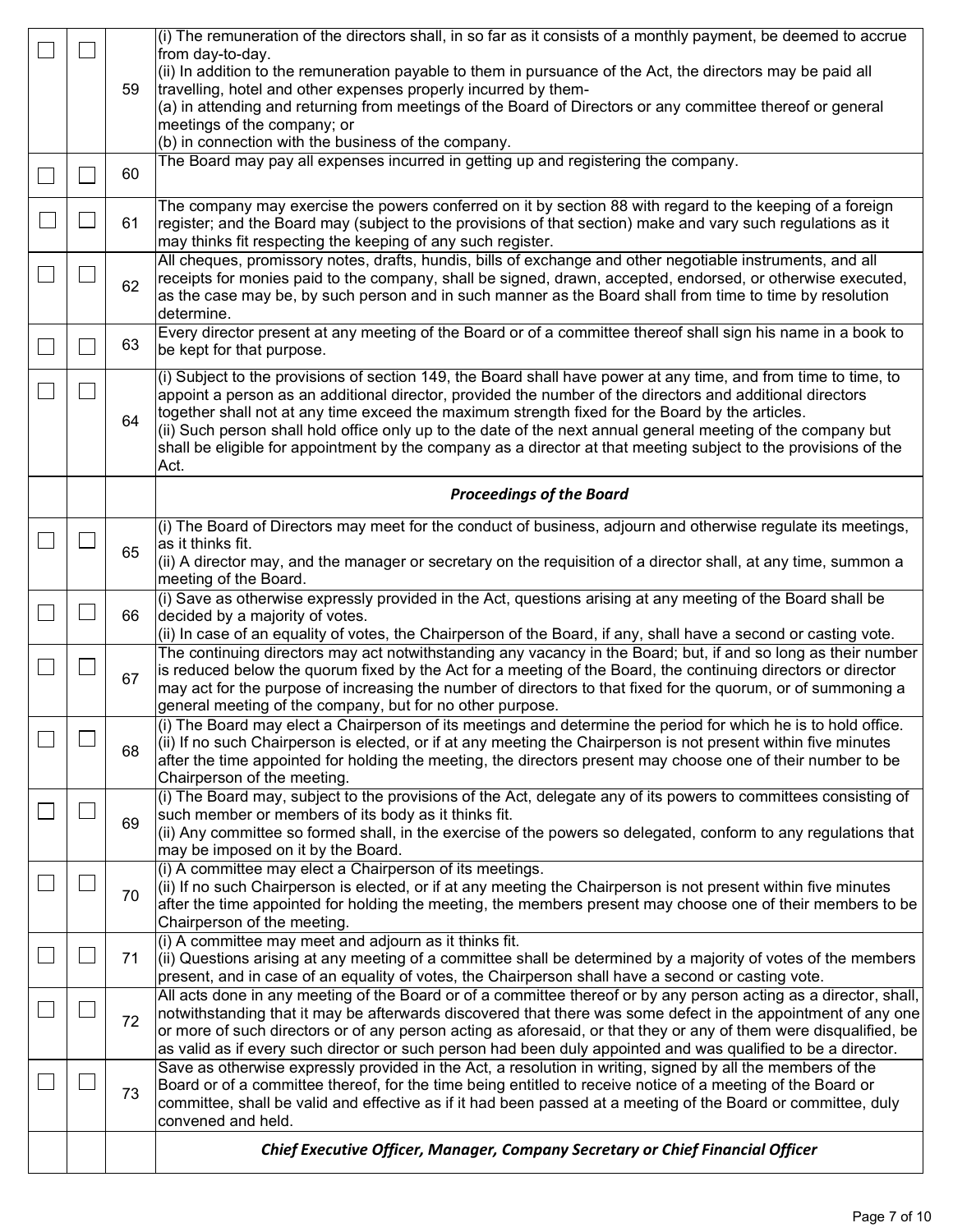| | | | |
|---|---|---|---|
| ☐ | ☐ | 59 | (i) The remuneration of the directors shall, in so far as it consists of a monthly payment, be deemed to accrue from day-to-day.<br>(ii) In addition to the remuneration payable to them in pursuance of the Act, the directors may be paid all travelling, hotel and other expenses properly incurred by them-<br>(a) in attending and returning from meetings of the Board of Directors or any committee thereof or general meetings of the company; or<br>(b) in connection with the business of the company. |
| ☐ | ☐ | 60 | The Board may pay all expenses incurred in getting up and registering the company. |
| ☐ | ☐ | 61 | The company may exercise the powers conferred on it by section 88 with regard to the keeping of a foreign register; and the Board may (subject to the provisions of that section) make and vary such regulations as it may thinks fit respecting the keeping of any such register. |
| ☐ | ☐ | 62 | All cheques, promissory notes, drafts, hundis, bills of exchange and other negotiable instruments, and all receipts for monies paid to the company, shall be signed, drawn, accepted, endorsed, or otherwise executed, as the case may be, by such person and in such manner as the Board shall from time to time by resolution determine. |
| ☐ | ☐ | 63 | Every director present at any meeting of the Board or of a committee thereof shall sign his name in a book to be kept for that purpose. |
| ☐ | ☐ | 64 | (i) Subject to the provisions of section 149, the Board shall have power at any time, and from time to time, to appoint a person as an additional director, provided the number of the directors and additional directors together shall not at any time exceed the maximum strength fixed for the Board by the articles.<br>(ii) Such person shall hold office only up to the date of the next annual general meeting of the company but shall be eligible for appointment by the company as a director at that meeting subject to the provisions of the Act. |
| | | | ***Proceedings of the Board*** |
| ☐ | ☐ | 65 | (i) The Board of Directors may meet for the conduct of business, adjourn and otherwise regulate its meetings, as it thinks fit.<br>(ii) A director may, and the manager or secretary on the requisition of a director shall, at any time, summon a meeting of the Board. |
| ☐ | ☐ | 66 | (i) Save as otherwise expressly provided in the Act, questions arising at any meeting of the Board shall be decided by a majority of votes.<br>(ii) In case of an equality of votes, the Chairperson of the Board, if any, shall have a second or casting vote. |
| ☐ | ☐ | 67 | The continuing directors may act notwithstanding any vacancy in the Board; but, if and so long as their number is reduced below the quorum fixed by the Act for a meeting of the Board, the continuing directors or director may act for the purpose of increasing the number of directors to that fixed for the quorum, or of summoning a general meeting of the company, but for no other purpose. |
| ☐ | ☐ | 68 | (i) The Board may elect a Chairperson of its meetings and determine the period for which he is to hold office.<br>(ii) If no such Chairperson is elected, or if at any meeting the Chairperson is not present within five minutes after the time appointed for holding the meeting, the directors present may choose one of their number to be Chairperson of the meeting. |
| ☐ | ☐ | 69 | (i) The Board may, subject to the provisions of the Act, delegate any of its powers to committees consisting of such member or members of its body as it thinks fit.<br>(ii) Any committee so formed shall, in the exercise of the powers so delegated, conform to any regulations that may be imposed on it by the Board. |
| ☐ | ☐ | 70 | (i) A committee may elect a Chairperson of its meetings.<br>(ii) If no such Chairperson is elected, or if at any meeting the Chairperson is not present within five minutes after the time appointed for holding the meeting, the members present may choose one of their members to be Chairperson of the meeting. |
| ☐ | ☐ | 71 | (i) A committee may meet and adjourn as it thinks fit.<br>(ii) Questions arising at any meeting of a committee shall be determined by a majority of votes of the members present, and in case of an equality of votes, the Chairperson shall have a second or casting vote. |
| ☐ | ☐ | 72 | All acts done in any meeting of the Board or of a committee thereof or by any person acting as a director, shall, notwithstanding that it may be afterwards discovered that there was some defect in the appointment of any one or more of such directors or of any person acting as aforesaid, or that they or any of them were disqualified, be as valid as if every such director or such person had been duly appointed and was qualified to be a director. |
| ☐ | ☐ | 73 | Save as otherwise expressly provided in the Act, a resolution in writing, signed by all the members of the Board or of a committee thereof, for the time being entitled to receive notice of a meeting of the Board or committee, shall be valid and effective as if it had been passed at a meeting of the Board or committee, duly convened and held. |
| | | | ***Chief Executive Officer, Manager, Company Secretary or Chief Financial Officer*** |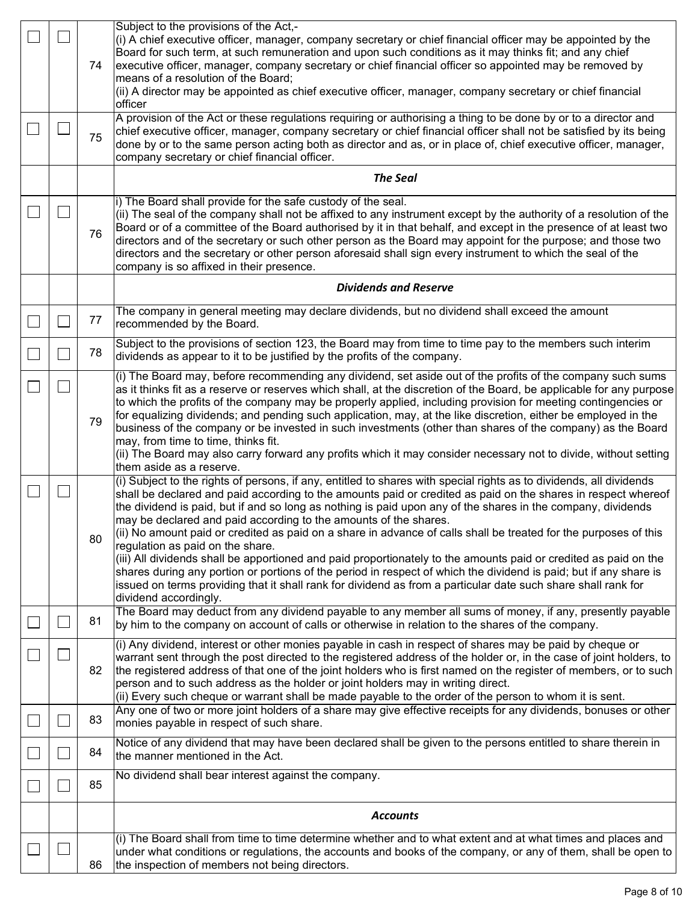| | | | |
|---|---|---|---|
| ☐ | ☐ | 74 | Subject to the provisions of the Act,-<br>(i) A chief executive officer, manager, company secretary or chief financial officer may be appointed by the Board for such term, at such remuneration and upon such conditions as it may thinks fit; and any chief executive officer, manager, company secretary or chief financial officer so appointed may be removed by means of a resolution of the Board;<br>(ii) A director may be appointed as chief executive officer, manager, company secretary or chief financial officer |
| ☐ | ☐ | 75 | A provision of the Act or these regulations requiring or authorising a thing to be done by or to a director and chief executive officer, manager, company secretary or chief financial officer shall not be satisfied by its being done by or to the same person acting both as director and as, or in place of, chief executive officer, manager, company secretary or chief financial officer. |
| | | | ***The Seal*** |
| ☐ | ☐ | 76 | i) The Board shall provide for the safe custody of the seal.<br>(ii) The seal of the company shall not be affixed to any instrument except by the authority of a resolution of the Board or of a committee of the Board authorised by it in that behalf, and except in the presence of at least two directors and of the secretary or such other person as the Board may appoint for the purpose; and those two directors and the secretary or other person aforesaid shall sign every instrument to which the seal of the company is so affixed in their presence. |
| | | | ***Dividends and Reserve*** |
| ☐ | ☐ | 77 | The company in general meeting may declare dividends, but no dividend shall exceed the amount recommended by the Board. |
| ☐ | ☐ | 78 | Subject to the provisions of section 123, the Board may from time to time pay to the members such interim dividends as appear to it to be justified by the profits of the company. |
| ☐ | ☐ | 79 | (i) The Board may, before recommending any dividend, set aside out of the profits of the company such sums as it thinks fit as a reserve or reserves which shall, at the discretion of the Board, be applicable for any purpose to which the profits of the company may be properly applied, including provision for meeting contingencies or for equalizing dividends; and pending such application, may, at the like discretion, either be employed in the business of the company or be invested in such investments (other than shares of the company) as the Board may, from time to time, thinks fit.<br>(ii) The Board may also carry forward any profits which it may consider necessary not to divide, without setting them aside as a reserve. |
| ☐ | ☐ | 80 | (i) Subject to the rights of persons, if any, entitled to shares with special rights as to dividends, all dividends shall be declared and paid according to the amounts paid or credited as paid on the shares in respect whereof the dividend is paid, but if and so long as nothing is paid upon any of the shares in the company, dividends may be declared and paid according to the amounts of the shares.<br>(ii) No amount paid or credited as paid on a share in advance of calls shall be treated for the purposes of this regulation as paid on the share.<br>(iii) All dividends shall be apportioned and paid proportionately to the amounts paid or credited as paid on the shares during any portion or portions of the period in respect of which the dividend is paid; but if any share is issued on terms providing that it shall rank for dividend as from a particular date such share shall rank for dividend accordingly. |
| ☐ | ☐ | 81 | The Board may deduct from any dividend payable to any member all sums of money, if any, presently payable by him to the company on account of calls or otherwise in relation to the shares of the company. |
| ☐ | ☐ | 82 | (i) Any dividend, interest or other monies payable in cash in respect of shares may be paid by cheque or warrant sent through the post directed to the registered address of the holder or, in the case of joint holders, to the registered address of that one of the joint holders who is first named on the register of members, or to such person and to such address as the holder or joint holders may in writing direct.<br>(ii) Every such cheque or warrant shall be made payable to the order of the person to whom it is sent. |
| ☐ | ☐ | 83 | Any one of two or more joint holders of a share may give effective receipts for any dividends, bonuses or other monies payable in respect of such share. |
| ☐ | ☐ | 84 | Notice of any dividend that may have been declared shall be given to the persons entitled to share therein in the manner mentioned in the Act. |
| ☐ | ☐ | 85 | No dividend shall bear interest against the company. |
| | | | ***Accounts*** |
| ☐ | ☐ | 86 | (i) The Board shall from time to time determine whether and to what extent and at what times and places and under what conditions or regulations, the accounts and books of the company, or any of them, shall be open to the inspection of members not being directors. |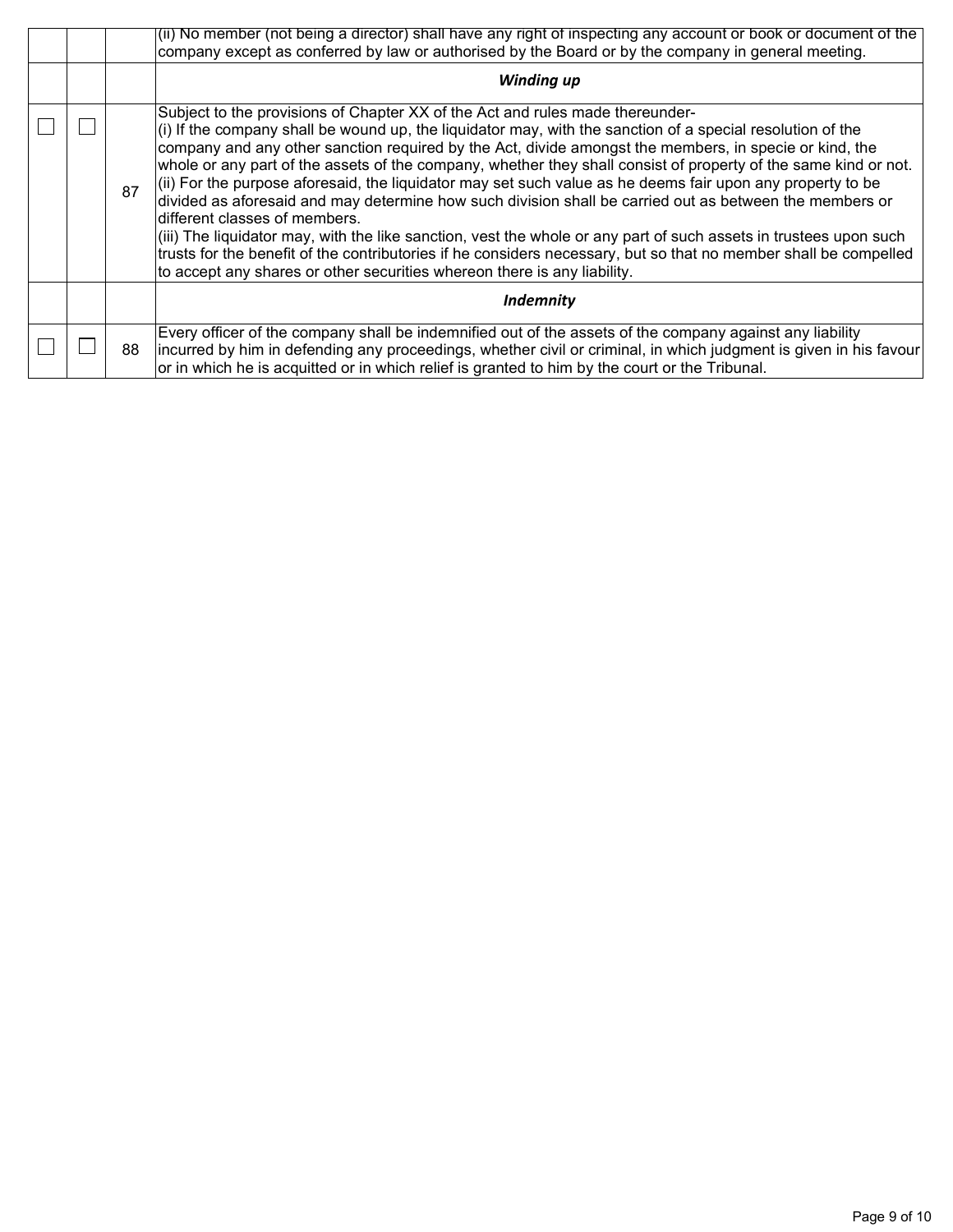|  |  |  |  |
|---|---|---|---|
|  |  |  | (ii) No member (not being a director) shall have any right of inspecting any account or book or document of the company except as conferred by law or authorised by the Board or by the company in general meeting. |
|  |  |  | ***Winding up*** |
| ☐ | ☐ | 87 | Subject to the provisions of Chapter XX of the Act and rules made thereunder-<br>(i) If the company shall be wound up, the liquidator may, with the sanction of a special resolution of the company and any other sanction required by the Act, divide amongst the members, in specie or kind, the whole or any part of the assets of the company, whether they shall consist of property of the same kind or not.<br>(ii) For the purpose aforesaid, the liquidator may set such value as he deems fair upon any property to be divided as aforesaid and may determine how such division shall be carried out as between the members or different classes of members.<br>(iii) The liquidator may, with the like sanction, vest the whole or any part of such assets in trustees upon such trusts for the benefit of the contributories if he considers necessary, but so that no member shall be compelled to accept any shares or other securities whereon there is any liability. |
|  |  |  | ***Indemnity*** |
| ☐ | ☐ | 88 | Every officer of the company shall be indemnified out of the assets of the company against any liability incurred by him in defending any proceedings, whether civil or criminal, in which judgment is given in his favour or in which he is acquitted or in which relief is granted to him by the court or the Tribunal. |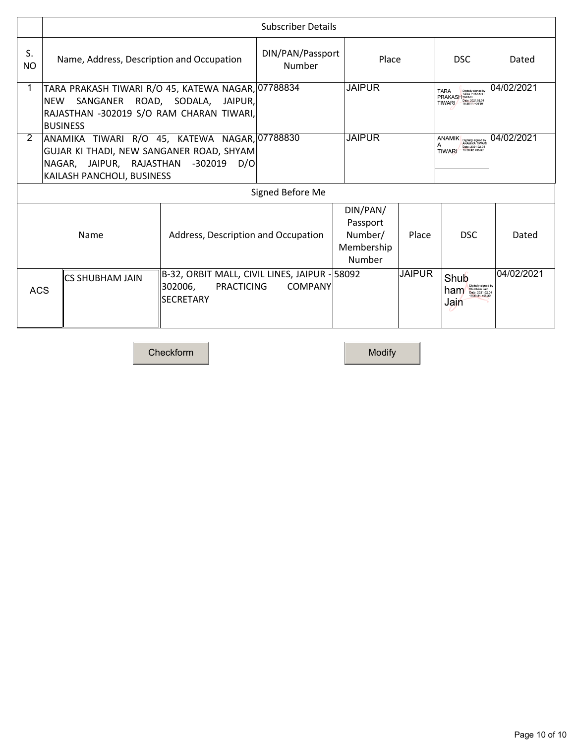| | Subscriber Details | | | | |
|---|---|---|---|---|---|
| S. NO | Name, Address, Description and Occupation | DIN/PAN/Passport Number | Place | DSC | Dated |
| 1 | TARA PRAKASH TIWARI R/O 45, KATEWA NAGAR, NEW SANGANER ROAD, SODALA, JAIPUR, RAJASTHAN -302019 S/O RAM CHARAN TIWARI, BUSINESS | 07788834 | JAIPUR | TARA PRAKASH TIWARI Digitally signed by TARA PRAKASH TIWARI Date: 2021.02.04 18:38:11 +05'30' | 04/02/2021 |
| 2 | ANAMIKA TIWARI R/O 45, KATEWA NAGAR, GUJAR KI THADI, NEW SANGANER ROAD, SHYAM NAGAR, JAIPUR, RAJASTHAN -302019 D/O KAILASH PANCHOLI, BUSINESS | 07788830 | JAIPUR | ANAMIKA TIWARI Digitally signed by ANAMIKA TIWARI Date: 2021.02.04 18:38:42 +05'30' | 04/02/2021 |

| Signed Before Me | | | | | | |
|---|---|---|---|---|---|---|
| Name | | Address, Description and Occupation | DIN/PAN/ Passport Number/ Membership Number | Place | DSC | Dated |
| ACS | CS SHUBHAM JAIN | B-32, ORBIT MALL, CIVIL LINES, JAIPUR - 302006, PRACTICING COMPANY SECRETARY | 58092 | JAIPUR | Shubham Jain Digitally signed by Shubham Jain Date: 2021.02.04 18:39:31 +05'30' | 04/02/2021 |

Checkform | Modify